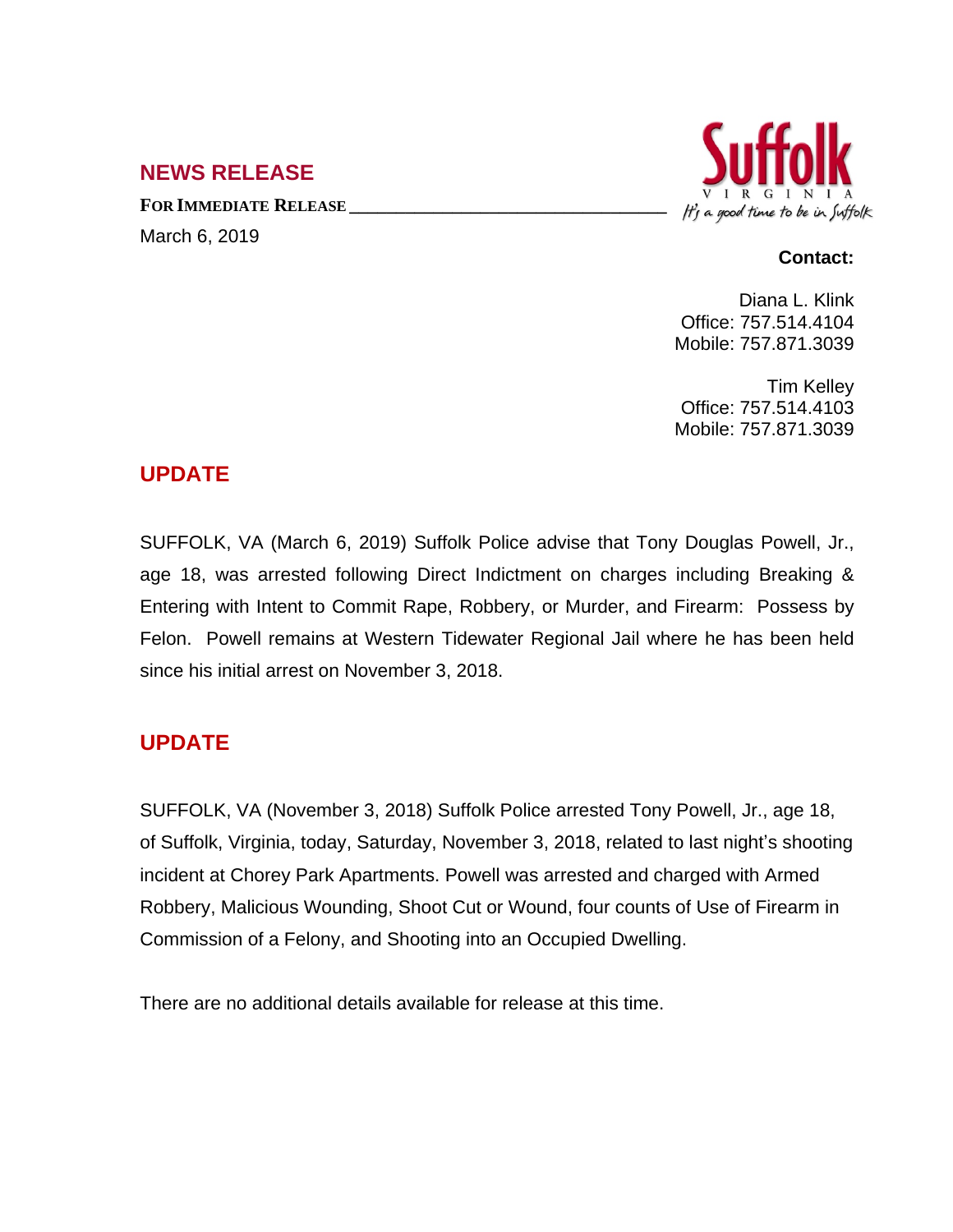## NEWS RELEASE

**FOR IMMEDIATE RELEASE**

March 6, 2019

Suffolk
VIRGINIA
It's a good time to be in Suffolk

**Contact:**

Diana L. Klink
Office: 757.514.4104
Mobile: 757.871.3039

Tim Kelley
Office: 757.514.4103
Mobile: 757.871.3039

## UPDATE

SUFFOLK, VA (March 6, 2019) Suffolk Police advise that Tony Douglas Powell, Jr., age 18, was arrested following Direct Indictment on charges including Breaking & Entering with Intent to Commit Rape, Robbery, or Murder, and Firearm: Possess by Felon. Powell remains at Western Tidewater Regional Jail where he has been held since his initial arrest on November 3, 2018.

## UPDATE

SUFFOLK, VA (November 3, 2018) Suffolk Police arrested Tony Powell, Jr., age 18, of Suffolk, Virginia, today, Saturday, November 3, 2018, related to last night's shooting incident at Chorey Park Apartments. Powell was arrested and charged with Armed Robbery, Malicious Wounding, Shoot Cut or Wound, four counts of Use of Firearm in Commission of a Felony, and Shooting into an Occupied Dwelling.

There are no additional details available for release at this time.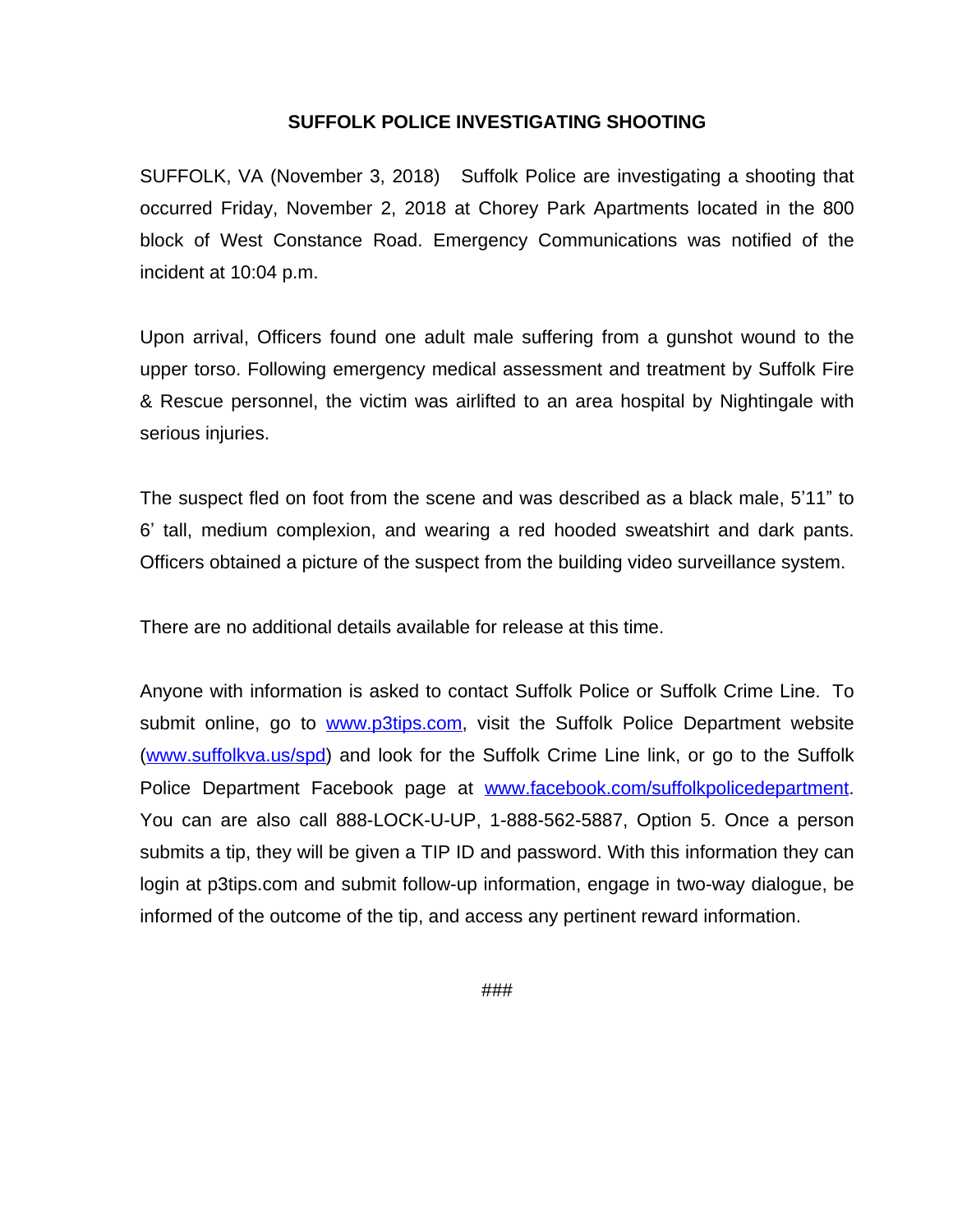# SUFFOLK POLICE INVESTIGATING SHOOTING

SUFFOLK, VA (November 3, 2018) Suffolk Police are investigating a shooting that occurred Friday, November 2, 2018 at Chorey Park Apartments located in the 800 block of West Constance Road. Emergency Communications was notified of the incident at 10:04 p.m.

Upon arrival, Officers found one adult male suffering from a gunshot wound to the upper torso. Following emergency medical assessment and treatment by Suffolk Fire & Rescue personnel, the victim was airlifted to an area hospital by Nightingale with serious injuries.

The suspect fled on foot from the scene and was described as a black male, 5'11" to 6' tall, medium complexion, and wearing a red hooded sweatshirt and dark pants. Officers obtained a picture of the suspect from the building video surveillance system.

There are no additional details available for release at this time.

Anyone with information is asked to contact Suffolk Police or Suffolk Crime Line. To submit online, go to [www.p3tips.com](http://www.p3tips.com), visit the Suffolk Police Department website ([www.suffolkva.us/spd](http://www.suffolkva.us/spd)) and look for the Suffolk Crime Line link, or go to the Suffolk Police Department Facebook page at [www.facebook.com/suffolkpolicedepartment](http://www.facebook.com/suffolkpolicedepartment). You can are also call 888-LOCK-U-UP, 1-888-562-5887, Option 5. Once a person submits a tip, they will be given a TIP ID and password. With this information they can login at p3tips.com and submit follow-up information, engage in two-way dialogue, be informed of the outcome of the tip, and access any pertinent reward information.

###